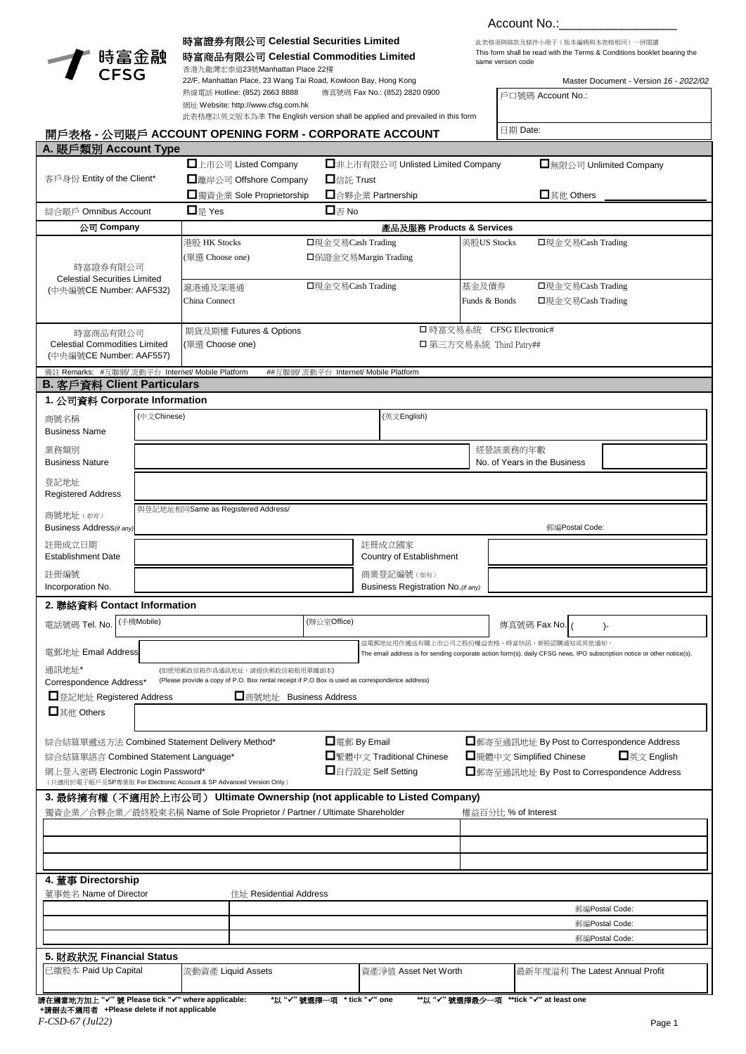Account No.:________________

時富金融 CFSG

**時富證券有限公司 Celestial Securities Limited**

**時富商品有限公司 Celestial Commodities Limited**

香港九龍灣宏泰道23號Manhattan Place 22樓
22/F, Manhattan Place, 23 Wang Tai Road, Kowloon Bay, Hong Kong
熱線電話 Hotline: (852) 2663 8888 傳真號碼 Fax No.: (852) 2820 0900
網址 Website: http://www.cfsg.com.hk
此表格應以英文版本為準 The English version shall be applied and prevailed in this form

此表格須與條款及條件小冊子（版本編碼與本表格相同）一併閱讀
This form shall be read with the Terms & Conditions booklet bearing the same version code

Master Document - Version *16 - 2022/02*

戶口號碼 Account No.:

日期 Date:

# 開戶表格 - 公司賬戶 ACCOUNT OPENING FORM - CORPORATE ACCOUNT

## A. 賬戶類別 Account Type

| | | | |
|---|---|---|---|
| 客戶身份 Entity of the Client* | ☐上市公司 Listed Company | ☐非上市有限公司 Unlisted Limited Company | ☐無限公司 Unlimited Company |
| | ☐離岸公司 Offshore Company | ☐信託 Trust | |
| | ☐獨資企業 Sole Proprietorship | ☐合夥企業 Partnership | ☐其他 Others ________ |
| 綜合賬戶 Omnibus Account | ☐是 Yes | ☐否 No | |

| 公司 Company | 產品及服務 Products & Services | | | |
|---|---|---|---|---|
| 時富證券有限公司 Celestial Securities Limited (中央編號CE Number: AAF532) | 港股 HK Stocks (單選 Choose one) | ☐現金交易Cash Trading ☐保證金交易Margin Trading | 美股US Stocks | ☐現金交易Cash Trading |
| | 滬港通及深港通 China Connect | ☐現金交易Cash Trading | 基金及債券 Funds & Bonds | ☐現金交易Cash Trading ☐現金交易Cash Trading |
| 時富商品有限公司 Celestial Commodities Limited (中央編號CE Number: AAF557) | 期貨及期權 Futures & Options (單選 Choose one) | ☐時富交易系統 CFSG Electronic# ☐第三方交易系統 Third Patry## | | |

備註 Remarks: #互聯網/ 流動平台 Internet/ Mobile Platform ##互聯網/ 流動平台 Internet/ Mobile Platform

## B. 客戶資料 Client Particulars

### 1. 公司資料 Corporate Information

| | | | |
|---|---|---|---|
| 商號名稱 Business Name | (中文Chinese) | (英文English) | |
| 業務類別 Business Nature | | 經營該業務的年數 No. of Years in the Business | |
| 登記地址 Registered Address | | | |
| 商號地址（如有） Business Address(*if any*) | 與登記地址相同Same as Registered Address/ | 郵編Postal Code: | |
| 註冊成立日期 Establishment Date | | 註冊成立國家 Country of Establishment | |
| 註冊編號 Incorporation No. | | 商業登記編號（如有） Business Registration No.(*if any*) | |

### 2. 聯絡資料 Contact Information

| | | | |
|---|---|---|---|
| 電話號碼 Tel. No. | (手機Mobile) | (辦公室Office) | 傳真號碼 Fax No. ( )- |
| 電郵地址 Email Address | | 這電郵地址用作遞送有關上市公司之股份權益表格、時富快訊、新股認購通知或其他通知。 The email address is for sending corporate action form(s), daily CFSG news, IPO subscription notice or other notice(s). | |

通訊地址* Correspondence Address* (如使用郵政信箱作爲通訊地址，請提供郵政信箱租用單據副本) (Please provide a copy of P.O. Box rental receipt if P.O Box is used as correspondence address)

☐登記地址 Registered Address ☐商號地址 Business Address

☐其他 Others ________

| | | |
|---|---|---|
| 綜合結算單遞送方法 Combined Statement Delivery Method* | ☐電郵 By Email | ☐郵寄至通訊地址 By Post to Correspondence Address |
| 綜合結算單語言 Combined Statement Language* | ☐繁體中文 Traditional Chinese | ☐簡體中文 Simplified Chinese ☐英文 English |
| 網上登入密碼 Electronic Login Password* （只適用於電子賬戶及SP專業版 For Electronic Account & SP Advanced Version Only） | ☐自行設定 Self Setting | ☐郵寄至通訊地址 By Post to Correspondence Address |

### 3. 最終擁有權（不適用於上市公司） Ultimate Ownership (not applicable to Listed Company)

| 獨資企業／合夥企業／最終股東名稱 Name of Sole Proprietor / Partner / Ultimate Shareholder | 權益百分比 % of Interest |
|---|---|
| | |
| | |
| | |

### 4. 董事 Directorship

| 董事姓名 Name of Director | 住址 Residential Address |
|---|---|
| | 郵編Postal Code: |
| | 郵編Postal Code: |
| | 郵編Postal Code: |

### 5. 財政狀況 Financial Status

| 已繳股本 Paid Up Capital | 流動資產 Liquid Assets | 資產淨值 Asset Net Worth | 最新年度溢利 The Latest Annual Profit |
|---|---|---|---|
| | | | |

**請在適當地方加上 "✓" 號 Please tick "✓" where applicable: \*以 "✓" 號選擇一項 \* tick "✓" one \*\*以 "✓" 號選擇最少一項 \*\*tick "✓" at least one**

**+請刪去不適用者 +Please delete if not applicable**

*F-CSD-67 (Jul22)*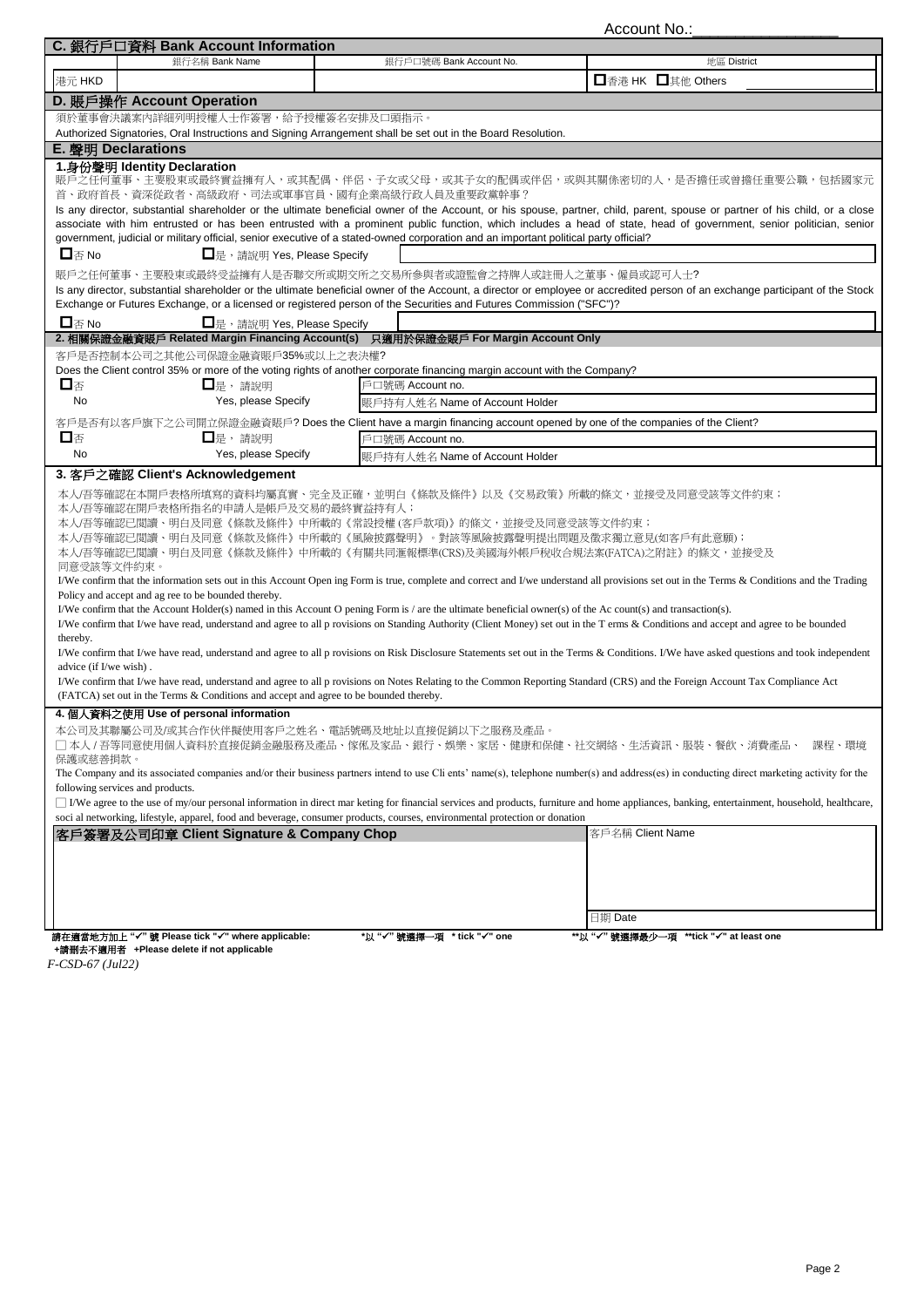Account No.:_______________

## C. 銀行戶口資料 Bank Account Information

| | 銀行名稱 Bank Name | 銀行戶口號碼 Bank Account No. | 地區 District |
|---|---|---|---|
| 港元 HKD | | | ☐香港 HK ☐其他 Others |

## D. 賬戶操作 Account Operation

須於董事會決議案內詳細列明授權人士作簽署，給予授權簽名安排及口頭指示。

Authorized Signatories, Oral Instructions and Signing Arrangement shall be set out in the Board Resolution.

## E. 聲明 Declarations

### 1.身份聲明 Identity Declaration

賬戶之任何董事、主要股東或最終實益擁有人，或其配偶、伴侶、子女或父母，或其子女的配偶或伴侶，或與其關係密切的人，是否擔任或曾擔任重要公職，包括國家元首、政府首長、資深從政者、高級政府、司法或軍事官員、國有企業高級行政人員及重要政黨幹事？

Is any director, substantial shareholder or the ultimate beneficial owner of the Account, or his spouse, partner, child, parent, spouse or partner of his child, or a close associate with him entrusted or has been entrusted with a prominent public function, which includes a head of state, head of government, senior politician, senior government, judicial or military official, senior executive of a stated-owned corporation and an important political party official?

☐否 No ☐是，請說明 Yes, Please Specify ____________

賬戶之任何董事、主要股東或最終受益擁有人是否聯交所或期交所之交易所參與者或證監會之持牌人或註冊人之董事、僱員或認可人士?

Is any director, substantial shareholder or the ultimate beneficial owner of the Account, a director or employee or accredited person of an exchange participant of the Stock Exchange or Futures Exchange, or a licensed or registered person of the Securities and Futures Commission ("SFC")?

☐否 No ☐是，請說明 Yes, Please Specify ____________

### 2. 相關保證金融資賬戶 Related Margin Financing Account(s) 只適用於保證金賬戶 For Margin Account Only

客戶是否控制本公司之其他公司保證金融資賬戶35%或以上之表決權?

Does the Client control 35% or more of the voting rights of another corporate financing margin account with the Company?

| ☐否 No | ☐是，請說明 Yes, please Specify | 戶口號碼 Account no. |
|---|---|---|
| | | 賬戶持有人姓名 Name of Account Holder |

客戶是否有以客戶旗下之公司開立保證金融資賬戶? Does the Client have a margin financing account opened by one of the companies of the Client?

| ☐否 No | ☐是，請說明 Yes, please Specify | 戶口號碼 Account no. |
|---|---|---|
| | | 賬戶持有人姓名 Name of Account Holder |

### 3. 客戶之確認 Client's Acknowledgement

本人/吾等確認在本開戶表格所填寫的資料均屬真實、完全及正確，並明白《條款及條件》以及《交易政策》所載的條文，並接受及同意受該等文件約束；
本人/吾等確認在開戶表格所指名的申請人是帳戶及交易的最終實益持有人；
本人/吾等確認已閱讀、明白及同意《條款及條件》中所載的《常設授權 (客戶款項)》的條文，並接受及同意受該等文件約束；
本人/吾等確認已閱讀、明白及同意《條款及條件》中所載的《風險披露聲明》。對該等風險披露聲明提出問題及徵求獨立意見(如客戶有此意願)；
本人/吾等確認已閱讀、明白及同意《條款及條件》中所載的《有關共同滙報標準(CRS)及美國海外帳戶稅收合規法案(FATCA)之附註》的條文，並接受及同意受該等文件約束。

I/We confirm that the information sets out in this Account Open ing Form is true, complete and correct and I/we understand all provisions set out in the Terms & Conditions and the Trading Policy and accept and ag ree to be bounded thereby.

I/We confirm that the Account Holder(s) named in this Account O pening Form is / are the ultimate beneficial owner(s) of the Ac count(s) and transaction(s).

I/We confirm that I/we have read, understand and agree to all p rovisions on Standing Authority (Client Money) set out in the T erms & Conditions and accept and agree to be bounded thereby.

I/We confirm that I/we have read, understand and agree to all p rovisions on Risk Disclosure Statements set out in the Terms & Conditions. I/We have asked questions and took independent advice (if I/we wish) .

I/We confirm that I/we have read, understand and agree to all p rovisions on Notes Relating to the Common Reporting Standard (CRS) and the Foreign Account Tax Compliance Act (FATCA) set out in the Terms & Conditions and accept and agree to be bounded thereby.

### 4. 個人資料之使用 Use of personal information

本公司及其聯屬公司及/或其合作伙伴擬使用客戶之姓名、電話號碼及地址以直接促銷以下之服務及產品。

☐ 本人 / 吾等同意使用個人資料於直接促銷金融服務及產品、傢俬及家品、銀行、娛樂、家居、健康和保健、社交網絡、生活資訊、服裝、餐飲、消費產品、 課程、環境保護或慈善捐款。

The Company and its associated companies and/or their business partners intend to use Cli ents' name(s), telephone number(s) and address(es) in conducting direct marketing activity for the following services and products.

☐ I/We agree to the use of my/our personal information in direct mar keting for financial services and products, furniture and home appliances, banking, entertainment, household, healthcare, soci al networking, lifestyle, apparel, food and beverage, consumer products, courses, environmental protection or donation

| 客戶簽署及公司印章 Client Signature & Company Chop | 客戶名稱 Client Name |
|---|---|
| | 日期 Date |

請在適當地方加上 "✓" 號 Please tick "✓" where applicable: *以 "✓" 號選擇一項 * tick "✓" one **以 "✓" 號選擇最少一項 **tick "✓" at least one

+請刪去不適用者 +Please delete if not applicable

*F-CSD-67 (Jul22)*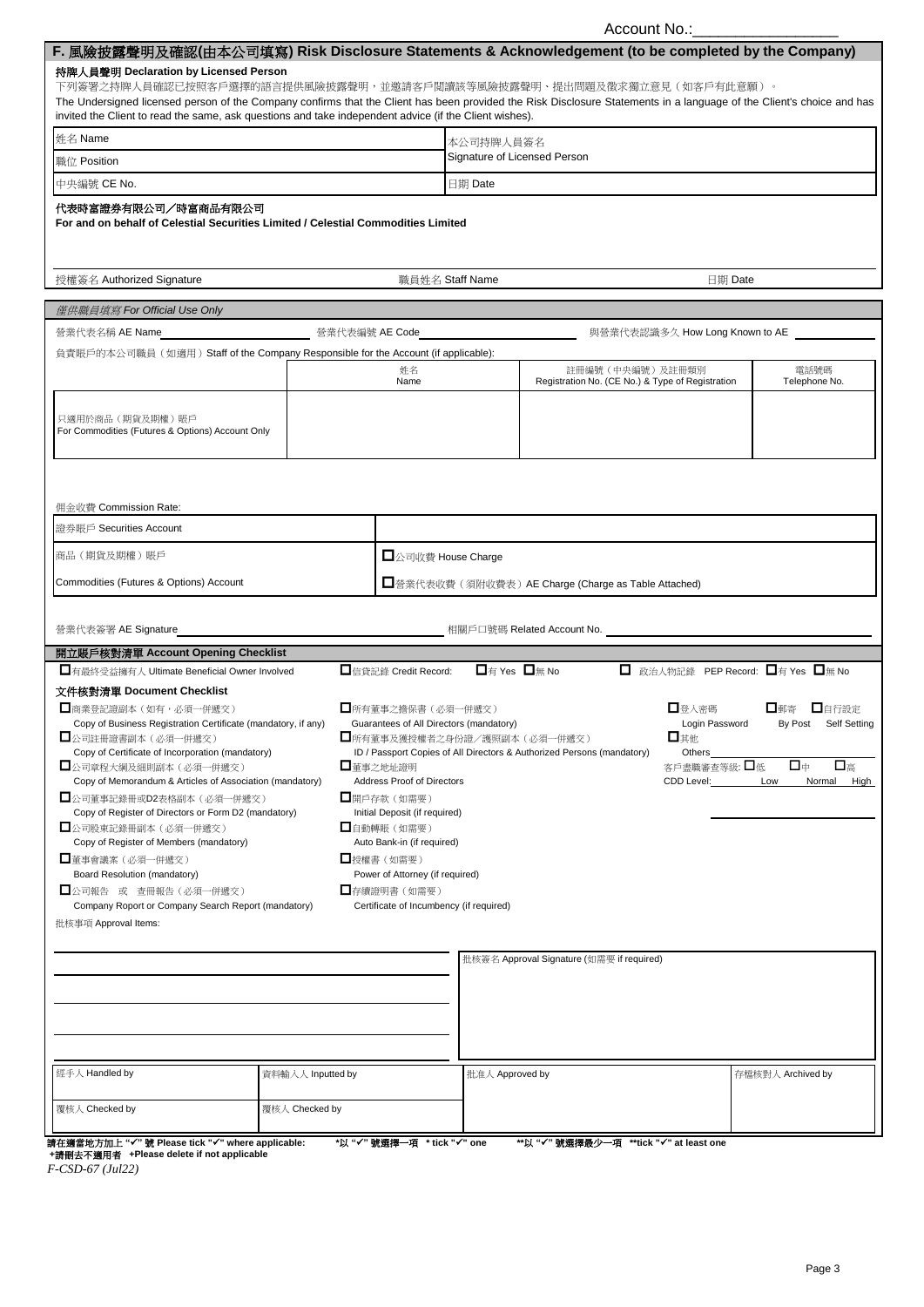Account No.:\_\_\_\_\_\_\_\_\_\_\_\_\_\_\_\_\_

## F. 風險披露聲明及確認(由本公司填寫) Risk Disclosure Statements & Acknowledgement (to be completed by the Company)

**持牌人員聲明 Declaration by Licensed Person**

下列簽署之持牌人員確認已按照客戶選擇的語言提供風險披露聲明，並邀請客戶閱讀該等風險披露聲明、提出問題及徵求獨立意見（如客戶有此意願）。

The Undersigned licensed person of the Company confirms that the Client has been provided the Risk Disclosure Statements in a language of the Client's choice and has invited the Client to read the same, ask questions and take independent advice (if the Client wishes).

| | |
|---|---|
| 姓名 Name | 本公司持牌人員簽名 Signature of Licensed Person |
| 職位 Position | |
| 中央編號 CE No. | 日期 Date |

**代表時富證券有限公司／時富商品有限公司**
**For and on behalf of Celestial Securities Limited / Celestial Commodities Limited**

授權簽名 Authorized Signature　　　　職員姓名 Staff Name　　　　日期 Date

---

*僅供職員填寫 For Official Use Only*

營業代表名稱 AE Name\_\_\_\_\_\_\_\_　營業代表編號 AE Code\_\_\_\_\_\_\_\_　與營業代表認識多久 How Long Known to AE \_\_\_\_\_\_\_\_

負責賬戶的本公司職員（如適用）Staff of the Company Responsible for the Account (if applicable):

| | 姓名 Name | 註冊編號（中央編號）及註冊類別 Registration No. (CE No.) & Type of Registration | 電話號碼 Telephone No. |
|---|---|---|---|
| 只適用於商品（期貨及期權）賬戶 For Commodities (Futures & Options) Account Only | | | |

佣金收費 Commission Rate:

| | |
|---|---|
| 證券賬戶 Securities Account | |
| 商品（期貨及期權）賬戶 Commodities (Futures & Options) Account | ☐公司收費 House Charge<br>☐營業代表收費（須附收費表）AE Charge (Charge as Table Attached) |

營業代表簽署 AE Signature\_\_\_\_\_\_\_\_　相關戶口號碼 Related Account No. \_\_\_\_\_\_\_\_

### 開立賬戶核對清單 Account Opening Checklist

☐有最終受益擁有人 Ultimate Beneficial Owner Involved　☐信貸記錄 Credit Record: ☐有 Yes ☐無 No　☐ 政治人物記錄 PEP Record: ☐有 Yes ☐無 No

**文件核對清單 Document Checklist**

- ☐商業登記證副本（如有，必須一併遞交）Copy of Business Registration Certificate (mandatory, if any)
- ☐公司註冊證書副本（必須一併遞交）Copy of Certificate of Incorporation (mandatory)
- ☐公司章程大綱及細則副本（必須一併遞交）Copy of Memorandum & Articles of Association (mandatory)
- ☐公司董事記錄冊或D2表格副本（必須一併遞交）Copy of Register of Directors or Form D2 (mandatory)
- ☐公司股東記錄冊副本（必須一併遞交）Copy of Register of Members (mandatory)
- ☐董事會議案（必須一併遞交）Board Resolution (mandatory)
- ☐公司報告 或 查冊報告（必須一併遞交）Company Roport or Company Search Report (mandatory)
- ☐所有董事之擔保書（必須一併遞交）Guarantees of All Directors (mandatory)
- ☐所有董事及獲授權者之身份證／護照副本（必須一併遞交）ID / Passport Copies of All Directors & Authorized Persons (mandatory)
- ☐董事之地址證明 Address Proof of Directors
- ☐開戶存款（如需要）Initial Deposit (if required)
- ☐自動轉賬（如需要）Auto Bank-in (if required)
- ☐授權書（如需要）Power of Attorney (if required)
- ☐存續證明書（如需要）Certificate of Incumbency (if required)
- ☐登入密碼 Login Password　☐郵寄 By Post　☐自行設定 Self Setting
- ☐其他 Others\_\_\_\_\_\_\_\_
- 客戶盡職審查等級: CDD Level: ☐低 Low　☐中 Normal　☐高 High

批核事項 Approval Items:

批核簽名 Approval Signature (如需要 if required)

| | | | |
|---|---|---|---|
| 經手人 Handled by | 資料輸入人 Inputted by | 批准人 Approved by | 存檔核對人 Archived by |
| 覆核人 Checked by | 覆核人 Checked by | | |

**請在適當地方加上 "✓" 號 Please tick "✓" where applicable:　\*以 "✓" 號選擇一項 \* tick "✓" one　\*\*以 "✓" 號選擇最少一項 \*\*tick "✓" at least one**
**+請刪去不適用者 +Please delete if not applicable**

*F-CSD-67 (Jul22)*